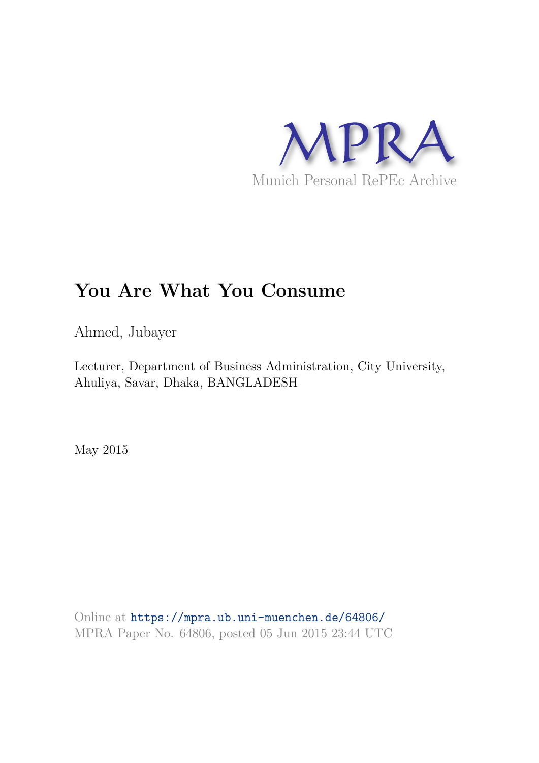MPRA

Munich Personal RePEc Archive

# You Are What You Consume

Ahmed, Jubayer

Lecturer, Department of Business Administration, City University, Ahuliya, Savar, Dhaka, BANGLADESH

May 2015

Online at https://mpra.ub.uni-muenchen.de/64806/
MPRA Paper No. 64806, posted 05 Jun 2015 23:44 UTC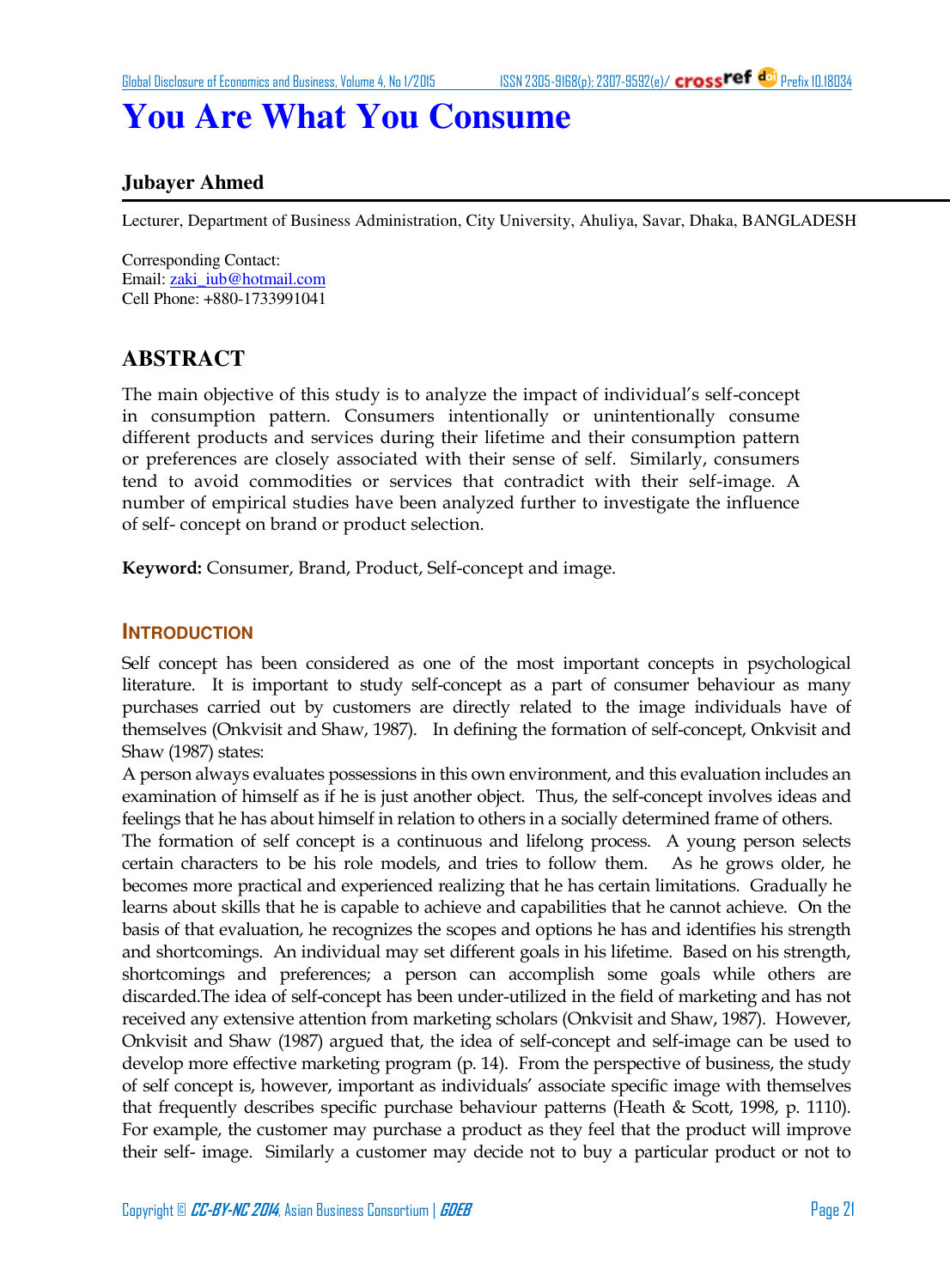# You Are What You Consume

**Jubayer Ahmed**

Lecturer, Department of Business Administration, City University, Ahuliya, Savar, Dhaka, BANGLADESH

Corresponding Contact:
Email: zaki_iub@hotmail.com
Cell Phone: +880-1733991041

## ABSTRACT

The main objective of this study is to analyze the impact of individual's self-concept in consumption pattern. Consumers intentionally or unintentionally consume different products and services during their lifetime and their consumption pattern or preferences are closely associated with their sense of self. Similarly, consumers tend to avoid commodities or services that contradict with their self-image. A number of empirical studies have been analyzed further to investigate the influence of self- concept on brand or product selection.

**Keyword:** Consumer, Brand, Product, Self-concept and image.

## INTRODUCTION

Self concept has been considered as one of the most important concepts in psychological literature. It is important to study self-concept as a part of consumer behaviour as many purchases carried out by customers are directly related to the image individuals have of themselves (Onkvisit and Shaw, 1987). In defining the formation of self-concept, Onkvisit and Shaw (1987) states:

A person always evaluates possessions in this own environment, and this evaluation includes an examination of himself as if he is just another object. Thus, the self-concept involves ideas and feelings that he has about himself in relation to others in a socially determined frame of others.

The formation of self concept is a continuous and lifelong process. A young person selects certain characters to be his role models, and tries to follow them. As he grows older, he becomes more practical and experienced realizing that he has certain limitations. Gradually he learns about skills that he is capable to achieve and capabilities that he cannot achieve. On the basis of that evaluation, he recognizes the scopes and options he has and identifies his strength and shortcomings. An individual may set different goals in his lifetime. Based on his strength, shortcomings and preferences; a person can accomplish some goals while others are discarded.The idea of self-concept has been under-utilized in the field of marketing and has not received any extensive attention from marketing scholars (Onkvisit and Shaw, 1987). However, Onkvisit and Shaw (1987) argued that, the idea of self-concept and self-image can be used to develop more effective marketing program (p. 14). From the perspective of business, the study of self concept is, however, important as individuals' associate specific image with themselves that frequently describes specific purchase behaviour patterns (Heath & Scott, 1998, p. 1110). For example, the customer may purchase a product as they feel that the product will improve their self- image. Similarly a customer may decide not to buy a particular product or not to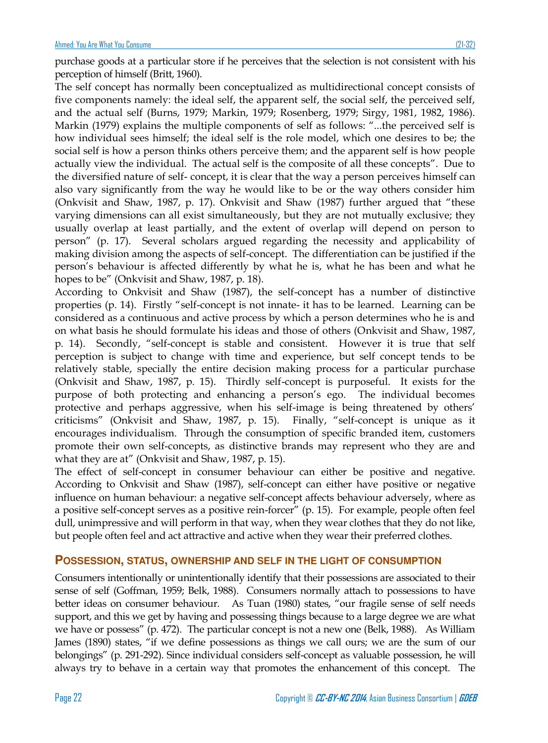purchase goods at a particular store if he perceives that the selection is not consistent with his perception of himself (Britt, 1960).

The self concept has normally been conceptualized as multidirectional concept consists of five components namely: the ideal self, the apparent self, the social self, the perceived self, and the actual self (Burns, 1979; Markin, 1979; Rosenberg, 1979; Sirgy, 1981, 1982, 1986). Markin (1979) explains the multiple components of self as follows: "...the perceived self is how individual sees himself; the ideal self is the role model, which one desires to be; the social self is how a person thinks others perceive them; and the apparent self is how people actually view the individual. The actual self is the composite of all these concepts". Due to the diversified nature of self- concept, it is clear that the way a person perceives himself can also vary significantly from the way he would like to be or the way others consider him (Onkvisit and Shaw, 1987, p. 17). Onkvisit and Shaw (1987) further argued that "these varying dimensions can all exist simultaneously, but they are not mutually exclusive; they usually overlap at least partially, and the extent of overlap will depend on person to person" (p. 17). Several scholars argued regarding the necessity and applicability of making division among the aspects of self-concept. The differentiation can be justified if the person's behaviour is affected differently by what he is, what he has been and what he hopes to be" (Onkvisit and Shaw, 1987, p. 18).

According to Onkvisit and Shaw (1987), the self-concept has a number of distinctive properties (p. 14). Firstly "self-concept is not innate- it has to be learned. Learning can be considered as a continuous and active process by which a person determines who he is and on what basis he should formulate his ideas and those of others (Onkvisit and Shaw, 1987, p. 14). Secondly, "self-concept is stable and consistent. However it is true that self perception is subject to change with time and experience, but self concept tends to be relatively stable, specially the entire decision making process for a particular purchase (Onkvisit and Shaw, 1987, p. 15). Thirdly self-concept is purposeful. It exists for the purpose of both protecting and enhancing a person's ego. The individual becomes protective and perhaps aggressive, when his self-image is being threatened by others' criticisms" (Onkvisit and Shaw, 1987, p. 15). Finally, "self-concept is unique as it encourages individualism. Through the consumption of specific branded item, customers promote their own self-concepts, as distinctive brands may represent who they are and what they are at" (Onkvisit and Shaw, 1987, p. 15).

The effect of self-concept in consumer behaviour can either be positive and negative. According to Onkvisit and Shaw (1987), self-concept can either have positive or negative influence on human behaviour: a negative self-concept affects behaviour adversely, where as a positive self-concept serves as a positive rein-forcer" (p. 15). For example, people often feel dull, unimpressive and will perform in that way, when they wear clothes that they do not like, but people often feel and act attractive and active when they wear their preferred clothes.

## POSSESSION, STATUS, OWNERSHIP AND SELF IN THE LIGHT OF CONSUMPTION

Consumers intentionally or unintentionally identify that their possessions are associated to their sense of self (Goffman, 1959; Belk, 1988). Consumers normally attach to possessions to have better ideas on consumer behaviour. As Tuan (1980) states, "our fragile sense of self needs support, and this we get by having and possessing things because to a large degree we are what we have or possess" (p. 472). The particular concept is not a new one (Belk, 1988). As William James (1890) states, "if we define possessions as things we call ours; we are the sum of our belongings" (p. 291-292). Since individual considers self-concept as valuable possession, he will always try to behave in a certain way that promotes the enhancement of this concept. The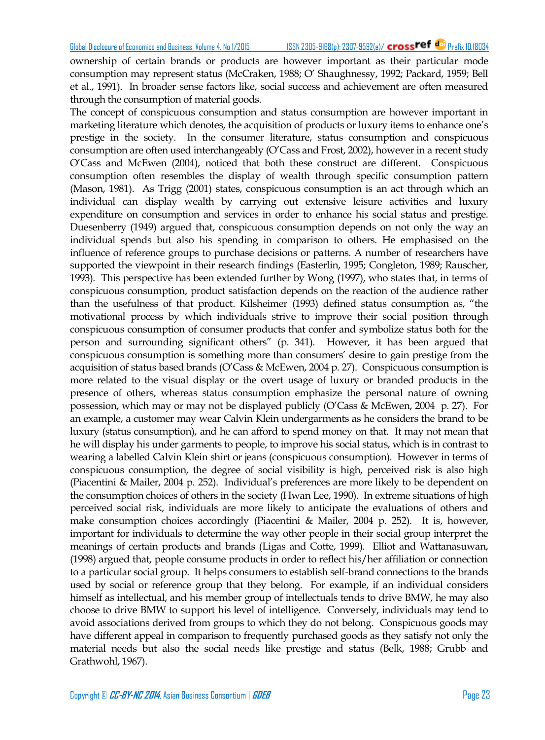ownership of certain brands or products are however important as their particular mode consumption may represent status (McCraken, 1988; O' Shaughnessy, 1992; Packard, 1959; Bell et al., 1991). In broader sense factors like, social success and achievement are often measured through the consumption of material goods.

The concept of conspicuous consumption and status consumption are however important in marketing literature which denotes, the acquisition of products or luxury items to enhance one's prestige in the society. In the consumer literature, status consumption and conspicuous consumption are often used interchangeably (O'Cass and Frost, 2002), however in a recent study O'Cass and McEwen (2004), noticed that both these construct are different. Conspicuous consumption often resembles the display of wealth through specific consumption pattern (Mason, 1981). As Trigg (2001) states, conspicuous consumption is an act through which an individual can display wealth by carrying out extensive leisure activities and luxury expenditure on consumption and services in order to enhance his social status and prestige. Duesenberry (1949) argued that, conspicuous consumption depends on not only the way an individual spends but also his spending in comparison to others. He emphasised on the influence of reference groups to purchase decisions or patterns. A number of researchers have supported the viewpoint in their research findings (Easterlin, 1995; Congleton, 1989; Rauscher, 1993). This perspective has been extended further by Wong (1997), who states that, in terms of conspicuous consumption, product satisfaction depends on the reaction of the audience rather than the usefulness of that product. Kilsheimer (1993) defined status consumption as, "the motivational process by which individuals strive to improve their social position through conspicuous consumption of consumer products that confer and symbolize status both for the person and surrounding significant others" (p. 341). However, it has been argued that conspicuous consumption is something more than consumers' desire to gain prestige from the acquisition of status based brands (O'Cass & McEwen, 2004 p. 27). Conspicuous consumption is more related to the visual display or the overt usage of luxury or branded products in the presence of others, whereas status consumption emphasize the personal nature of owning possession, which may or may not be displayed publicly (O'Cass & McEwen, 2004 p. 27). For an example, a customer may wear Calvin Klein undergarments as he considers the brand to be luxury (status consumption), and he can afford to spend money on that. It may not mean that he will display his under garments to people, to improve his social status, which is in contrast to wearing a labelled Calvin Klein shirt or jeans (conspicuous consumption). However in terms of conspicuous consumption, the degree of social visibility is high, perceived risk is also high (Piacentini & Mailer, 2004 p. 252). Individual's preferences are more likely to be dependent on the consumption choices of others in the society (Hwan Lee, 1990). In extreme situations of high perceived social risk, individuals are more likely to anticipate the evaluations of others and make consumption choices accordingly (Piacentini & Mailer, 2004 p. 252). It is, however, important for individuals to determine the way other people in their social group interpret the meanings of certain products and brands (Ligas and Cotte, 1999). Elliot and Wattanasuwan, (1998) argued that, people consume products in order to reflect his/her affiliation or connection to a particular social group. It helps consumers to establish self-brand connections to the brands used by social or reference group that they belong. For example, if an individual considers himself as intellectual, and his member group of intellectuals tends to drive BMW, he may also choose to drive BMW to support his level of intelligence. Conversely, individuals may tend to avoid associations derived from groups to which they do not belong. Conspicuous goods may have different appeal in comparison to frequently purchased goods as they satisfy not only the material needs but also the social needs like prestige and status (Belk, 1988; Grubb and Grathwohl, 1967).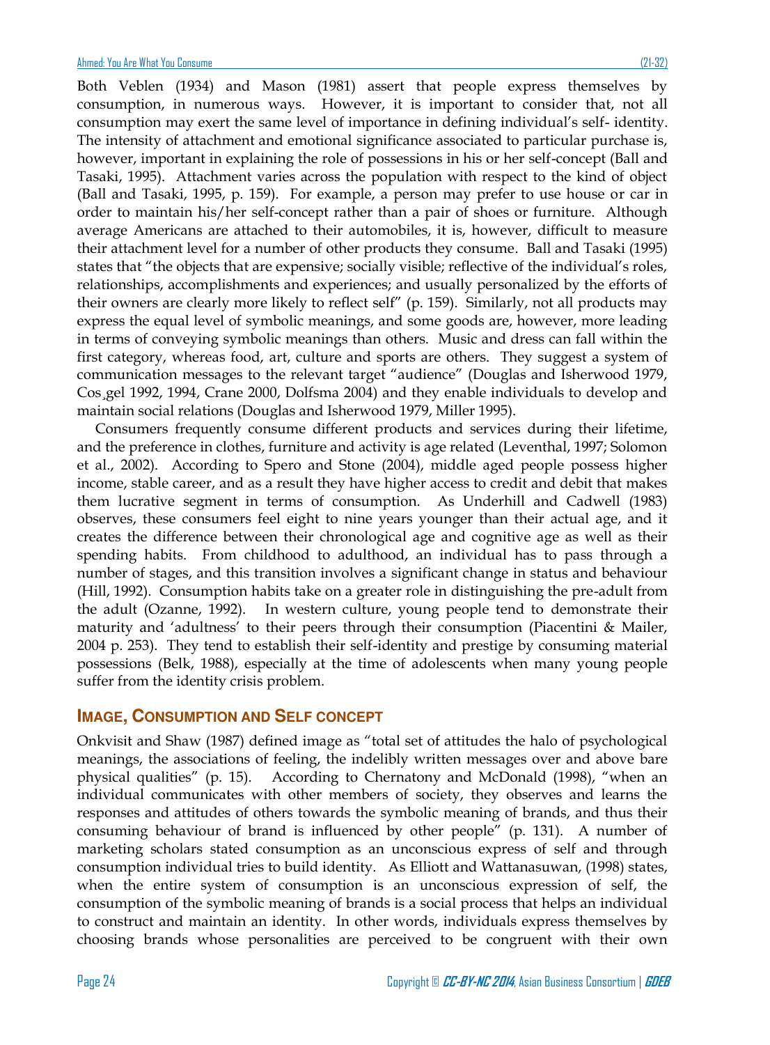Both Veblen (1934) and Mason (1981) assert that people express themselves by consumption, in numerous ways. However, it is important to consider that, not all consumption may exert the same level of importance in defining individual's self- identity. The intensity of attachment and emotional significance associated to particular purchase is, however, important in explaining the role of possessions in his or her self-concept (Ball and Tasaki, 1995). Attachment varies across the population with respect to the kind of object (Ball and Tasaki, 1995, p. 159). For example, a person may prefer to use house or car in order to maintain his/her self-concept rather than a pair of shoes or furniture. Although average Americans are attached to their automobiles, it is, however, difficult to measure their attachment level for a number of other products they consume. Ball and Tasaki (1995) states that "the objects that are expensive; socially visible; reflective of the individual's roles, relationships, accomplishments and experiences; and usually personalized by the efforts of their owners are clearly more likely to reflect self" (p. 159). Similarly, not all products may express the equal level of symbolic meanings, and some goods are, however, more leading in terms of conveying symbolic meanings than others. Music and dress can fall within the first category, whereas food, art, culture and sports are others. They suggest a system of communication messages to the relevant target "audience" (Douglas and Isherwood 1979, Cos¸gel 1992, 1994, Crane 2000, Dolfsma 2004) and they enable individuals to develop and maintain social relations (Douglas and Isherwood 1979, Miller 1995).

Consumers frequently consume different products and services during their lifetime, and the preference in clothes, furniture and activity is age related (Leventhal, 1997; Solomon et al., 2002). According to Spero and Stone (2004), middle aged people possess higher income, stable career, and as a result they have higher access to credit and debit that makes them lucrative segment in terms of consumption. As Underhill and Cadwell (1983) observes, these consumers feel eight to nine years younger than their actual age, and it creates the difference between their chronological age and cognitive age as well as their spending habits. From childhood to adulthood, an individual has to pass through a number of stages, and this transition involves a significant change in status and behaviour (Hill, 1992). Consumption habits take on a greater role in distinguishing the pre-adult from the adult (Ozanne, 1992). In western culture, young people tend to demonstrate their maturity and 'adultness' to their peers through their consumption (Piacentini & Mailer, 2004 p. 253). They tend to establish their self-identity and prestige by consuming material possessions (Belk, 1988), especially at the time of adolescents when many young people suffer from the identity crisis problem.

## Image, Consumption and Self concept

Onkvisit and Shaw (1987) defined image as "total set of attitudes the halo of psychological meanings, the associations of feeling, the indelibly written messages over and above bare physical qualities" (p. 15). According to Chernatony and McDonald (1998), "when an individual communicates with other members of society, they observes and learns the responses and attitudes of others towards the symbolic meaning of brands, and thus their consuming behaviour of brand is influenced by other people" (p. 131). A number of marketing scholars stated consumption as an unconscious express of self and through consumption individual tries to build identity. As Elliott and Wattanasuwan, (1998) states, when the entire system of consumption is an unconscious expression of self, the consumption of the symbolic meaning of brands is a social process that helps an individual to construct and maintain an identity. In other words, individuals express themselves by choosing brands whose personalities are perceived to be congruent with their own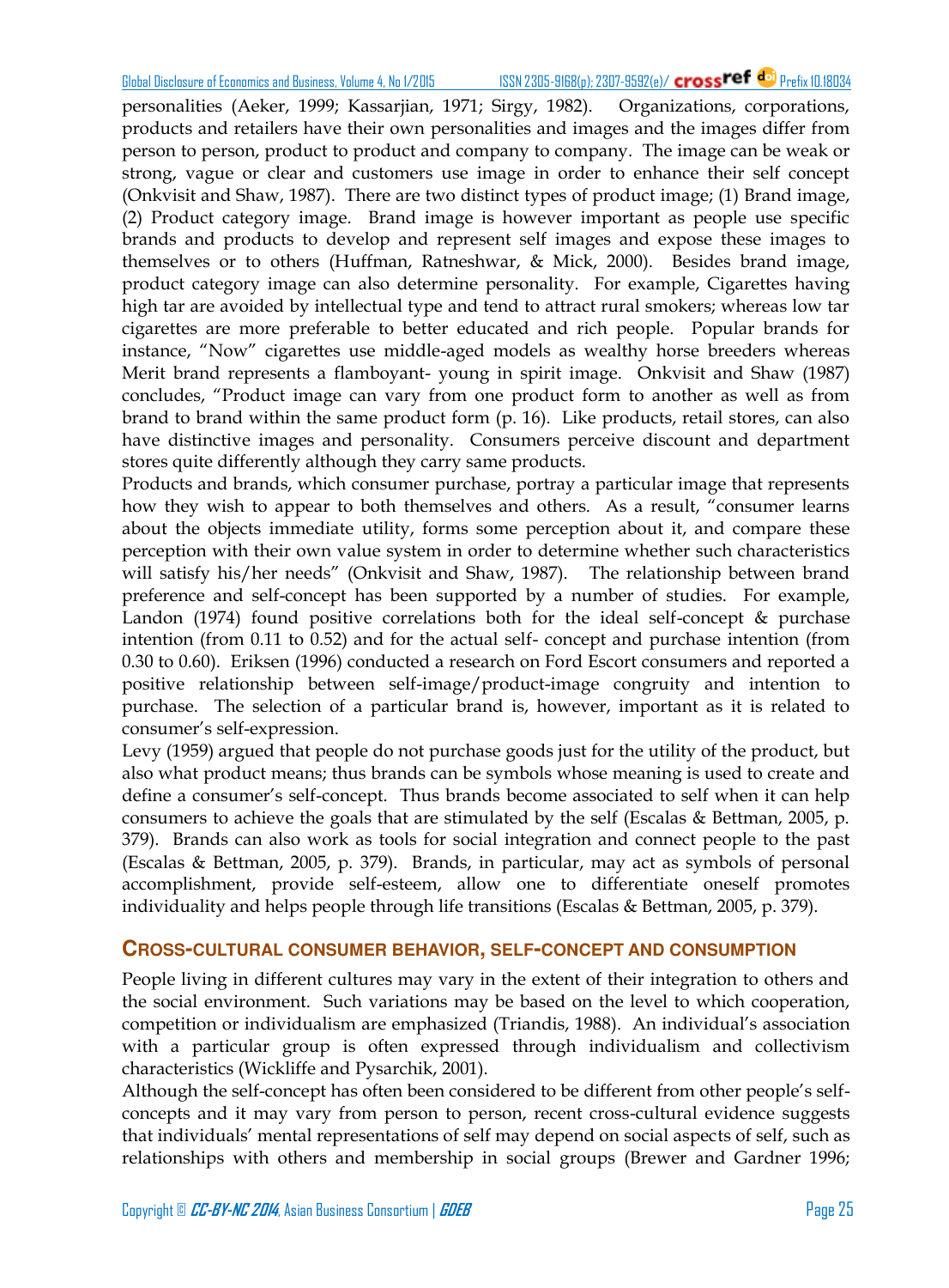personalities (Aeker, 1999; Kassarjian, 1971; Sirgy, 1982). Organizations, corporations, products and retailers have their own personalities and images and the images differ from person to person, product to product and company to company. The image can be weak or strong, vague or clear and customers use image in order to enhance their self concept (Onkvisit and Shaw, 1987). There are two distinct types of product image; (1) Brand image, (2) Product category image. Brand image is however important as people use specific brands and products to develop and represent self images and expose these images to themselves or to others (Huffman, Ratneshwar, & Mick, 2000). Besides brand image, product category image can also determine personality. For example, Cigarettes having high tar are avoided by intellectual type and tend to attract rural smokers; whereas low tar cigarettes are more preferable to better educated and rich people. Popular brands for instance, "Now" cigarettes use middle-aged models as wealthy horse breeders whereas Merit brand represents a flamboyant- young in spirit image. Onkvisit and Shaw (1987) concludes, "Product image can vary from one product form to another as well as from brand to brand within the same product form (p. 16). Like products, retail stores, can also have distinctive images and personality. Consumers perceive discount and department stores quite differently although they carry same products.

Products and brands, which consumer purchase, portray a particular image that represents how they wish to appear to both themselves and others. As a result, "consumer learns about the objects immediate utility, forms some perception about it, and compare these perception with their own value system in order to determine whether such characteristics will satisfy his/her needs" (Onkvisit and Shaw, 1987). The relationship between brand preference and self-concept has been supported by a number of studies. For example, Landon (1974) found positive correlations both for the ideal self-concept & purchase intention (from 0.11 to 0.52) and for the actual self- concept and purchase intention (from 0.30 to 0.60). Eriksen (1996) conducted a research on Ford Escort consumers and reported a positive relationship between self-image/product-image congruity and intention to purchase. The selection of a particular brand is, however, important as it is related to consumer's self-expression.

Levy (1959) argued that people do not purchase goods just for the utility of the product, but also what product means; thus brands can be symbols whose meaning is used to create and define a consumer's self-concept. Thus brands become associated to self when it can help consumers to achieve the goals that are stimulated by the self (Escalas & Bettman, 2005, p. 379). Brands can also work as tools for social integration and connect people to the past (Escalas & Bettman, 2005, p. 379). Brands, in particular, may act as symbols of personal accomplishment, provide self-esteem, allow one to differentiate oneself promotes individuality and helps people through life transitions (Escalas & Bettman, 2005, p. 379).

## CROSS-CULTURAL CONSUMER BEHAVIOR, SELF-CONCEPT AND CONSUMPTION

People living in different cultures may vary in the extent of their integration to others and the social environment. Such variations may be based on the level to which cooperation, competition or individualism are emphasized (Triandis, 1988). An individual's association with a particular group is often expressed through individualism and collectivism characteristics (Wickliffe and Pysarchik, 2001).

Although the self-concept has often been considered to be different from other people's self-concepts and it may vary from person to person, recent cross-cultural evidence suggests that individuals' mental representations of self may depend on social aspects of self, such as relationships with others and membership in social groups (Brewer and Gardner 1996;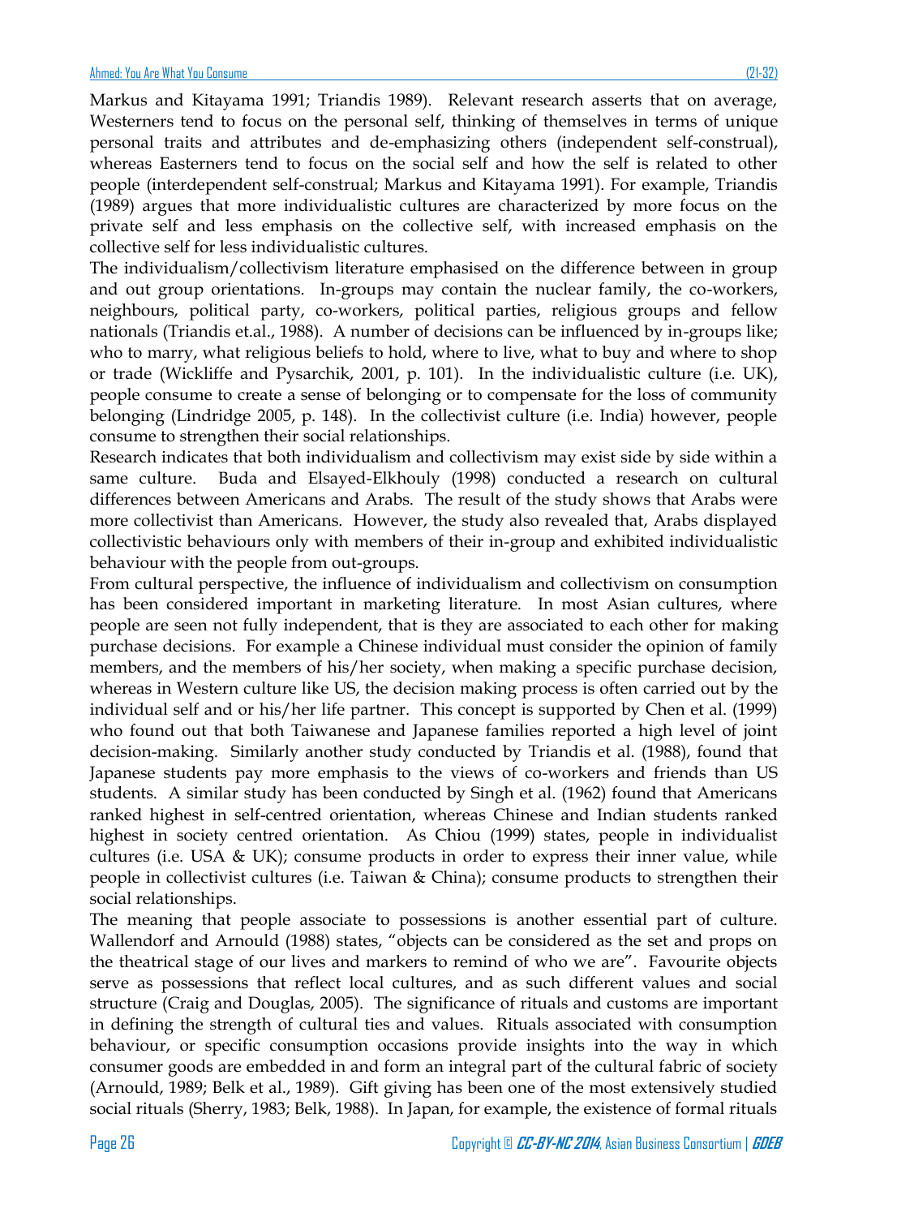Markus and Kitayama 1991; Triandis 1989). Relevant research asserts that on average, Westerners tend to focus on the personal self, thinking of themselves in terms of unique personal traits and attributes and de-emphasizing others (independent self-construal), whereas Easterners tend to focus on the social self and how the self is related to other people (interdependent self-construal; Markus and Kitayama 1991). For example, Triandis (1989) argues that more individualistic cultures are characterized by more focus on the private self and less emphasis on the collective self, with increased emphasis on the collective self for less individualistic cultures.

The individualism/collectivism literature emphasised on the difference between in group and out group orientations. In-groups may contain the nuclear family, the co-workers, neighbours, political party, co-workers, political parties, religious groups and fellow nationals (Triandis et.al., 1988). A number of decisions can be influenced by in-groups like; who to marry, what religious beliefs to hold, where to live, what to buy and where to shop or trade (Wickliffe and Pysarchik, 2001, p. 101). In the individualistic culture (i.e. UK), people consume to create a sense of belonging or to compensate for the loss of community belonging (Lindridge 2005, p. 148). In the collectivist culture (i.e. India) however, people consume to strengthen their social relationships.

Research indicates that both individualism and collectivism may exist side by side within a same culture. Buda and Elsayed-Elkhouly (1998) conducted a research on cultural differences between Americans and Arabs. The result of the study shows that Arabs were more collectivist than Americans. However, the study also revealed that, Arabs displayed collectivistic behaviours only with members of their in-group and exhibited individualistic behaviour with the people from out-groups.

From cultural perspective, the influence of individualism and collectivism on consumption has been considered important in marketing literature. In most Asian cultures, where people are seen not fully independent, that is they are associated to each other for making purchase decisions. For example a Chinese individual must consider the opinion of family members, and the members of his/her society, when making a specific purchase decision, whereas in Western culture like US, the decision making process is often carried out by the individual self and or his/her life partner. This concept is supported by Chen et al. (1999) who found out that both Taiwanese and Japanese families reported a high level of joint decision-making. Similarly another study conducted by Triandis et al. (1988), found that Japanese students pay more emphasis to the views of co-workers and friends than US students. A similar study has been conducted by Singh et al. (1962) found that Americans ranked highest in self-centred orientation, whereas Chinese and Indian students ranked highest in society centred orientation. As Chiou (1999) states, people in individualist cultures (i.e. USA & UK); consume products in order to express their inner value, while people in collectivist cultures (i.e. Taiwan & China); consume products to strengthen their social relationships.

The meaning that people associate to possessions is another essential part of culture. Wallendorf and Arnould (1988) states, "objects can be considered as the set and props on the theatrical stage of our lives and markers to remind of who we are". Favourite objects serve as possessions that reflect local cultures, and as such different values and social structure (Craig and Douglas, 2005). The significance of rituals and customs are important in defining the strength of cultural ties and values. Rituals associated with consumption behaviour, or specific consumption occasions provide insights into the way in which consumer goods are embedded in and form an integral part of the cultural fabric of society (Arnould, 1989; Belk et al., 1989). Gift giving has been one of the most extensively studied social rituals (Sherry, 1983; Belk, 1988). In Japan, for example, the existence of formal rituals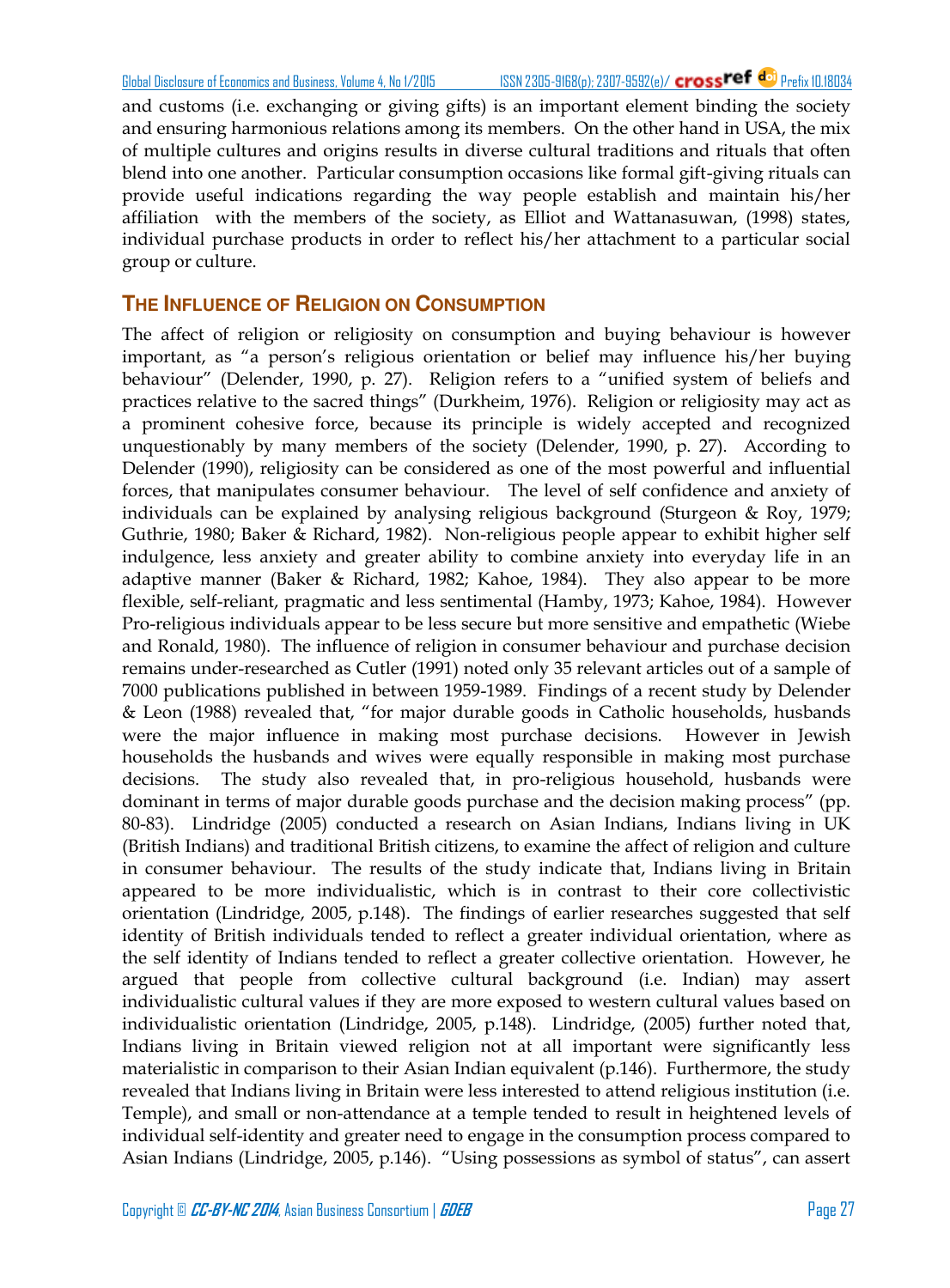and customs (i.e. exchanging or giving gifts) is an important element binding the society and ensuring harmonious relations among its members. On the other hand in USA, the mix of multiple cultures and origins results in diverse cultural traditions and rituals that often blend into one another. Particular consumption occasions like formal gift-giving rituals can provide useful indications regarding the way people establish and maintain his/her affiliation with the members of the society, as Elliot and Wattanasuwan, (1998) states, individual purchase products in order to reflect his/her attachment to a particular social group or culture.

## THE INFLUENCE OF RELIGION ON CONSUMPTION

The affect of religion or religiosity on consumption and buying behaviour is however important, as "a person's religious orientation or belief may influence his/her buying behaviour" (Delender, 1990, p. 27). Religion refers to a "unified system of beliefs and practices relative to the sacred things" (Durkheim, 1976). Religion or religiosity may act as a prominent cohesive force, because its principle is widely accepted and recognized unquestionably by many members of the society (Delender, 1990, p. 27). According to Delender (1990), religiosity can be considered as one of the most powerful and influential forces, that manipulates consumer behaviour. The level of self confidence and anxiety of individuals can be explained by analysing religious background (Sturgeon & Roy, 1979; Guthrie, 1980; Baker & Richard, 1982). Non-religious people appear to exhibit higher self indulgence, less anxiety and greater ability to combine anxiety into everyday life in an adaptive manner (Baker & Richard, 1982; Kahoe, 1984). They also appear to be more flexible, self-reliant, pragmatic and less sentimental (Hamby, 1973; Kahoe, 1984). However Pro-religious individuals appear to be less secure but more sensitive and empathetic (Wiebe and Ronald, 1980). The influence of religion in consumer behaviour and purchase decision remains under-researched as Cutler (1991) noted only 35 relevant articles out of a sample of 7000 publications published in between 1959-1989. Findings of a recent study by Delender & Leon (1988) revealed that, "for major durable goods in Catholic households, husbands were the major influence in making most purchase decisions. However in Jewish households the husbands and wives were equally responsible in making most purchase decisions. The study also revealed that, in pro-religious household, husbands were dominant in terms of major durable goods purchase and the decision making process" (pp. 80-83). Lindridge (2005) conducted a research on Asian Indians, Indians living in UK (British Indians) and traditional British citizens, to examine the affect of religion and culture in consumer behaviour. The results of the study indicate that, Indians living in Britain appeared to be more individualistic, which is in contrast to their core collectivistic orientation (Lindridge, 2005, p.148). The findings of earlier researches suggested that self identity of British individuals tended to reflect a greater individual orientation, where as the self identity of Indians tended to reflect a greater collective orientation. However, he argued that people from collective cultural background (i.e. Indian) may assert individualistic cultural values if they are more exposed to western cultural values based on individualistic orientation (Lindridge, 2005, p.148). Lindridge, (2005) further noted that, Indians living in Britain viewed religion not at all important were significantly less materialistic in comparison to their Asian Indian equivalent (p.146). Furthermore, the study revealed that Indians living in Britain were less interested to attend religious institution (i.e. Temple), and small or non-attendance at a temple tended to result in heightened levels of individual self-identity and greater need to engage in the consumption process compared to Asian Indians (Lindridge, 2005, p.146). "Using possessions as symbol of status", can assert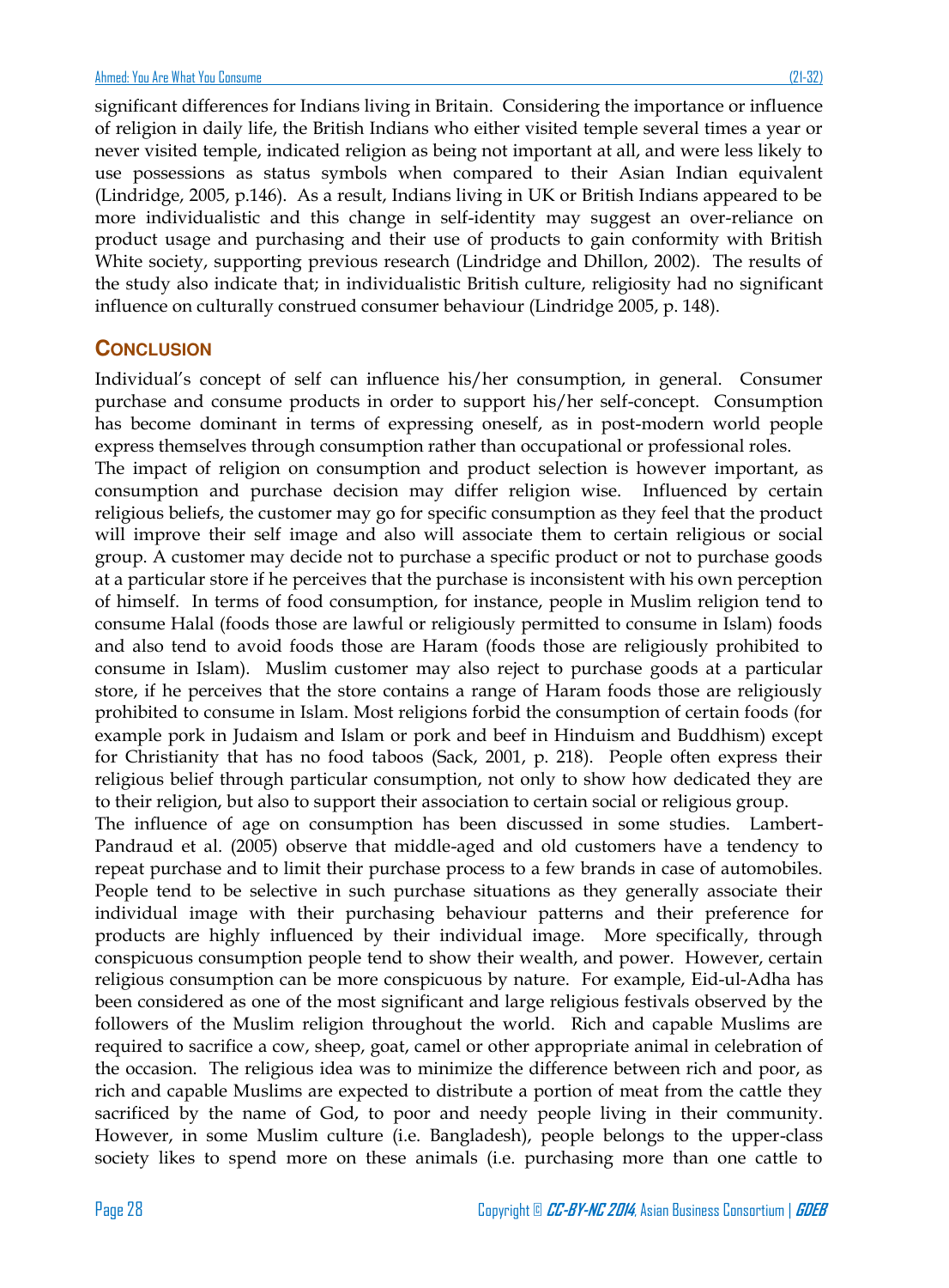significant differences for Indians living in Britain. Considering the importance or influence of religion in daily life, the British Indians who either visited temple several times a year or never visited temple, indicated religion as being not important at all, and were less likely to use possessions as status symbols when compared to their Asian Indian equivalent (Lindridge, 2005, p.146). As a result, Indians living in UK or British Indians appeared to be more individualistic and this change in self-identity may suggest an over-reliance on product usage and purchasing and their use of products to gain conformity with British White society, supporting previous research (Lindridge and Dhillon, 2002). The results of the study also indicate that; in individualistic British culture, religiosity had no significant influence on culturally construed consumer behaviour (Lindridge 2005, p. 148).

## CONCLUSION

Individual's concept of self can influence his/her consumption, in general. Consumer purchase and consume products in order to support his/her self-concept. Consumption has become dominant in terms of expressing oneself, as in post-modern world people express themselves through consumption rather than occupational or professional roles.

The impact of religion on consumption and product selection is however important, as consumption and purchase decision may differ religion wise. Influenced by certain religious beliefs, the customer may go for specific consumption as they feel that the product will improve their self image and also will associate them to certain religious or social group. A customer may decide not to purchase a specific product or not to purchase goods at a particular store if he perceives that the purchase is inconsistent with his own perception of himself. In terms of food consumption, for instance, people in Muslim religion tend to consume Halal (foods those are lawful or religiously permitted to consume in Islam) foods and also tend to avoid foods those are Haram (foods those are religiously prohibited to consume in Islam). Muslim customer may also reject to purchase goods at a particular store, if he perceives that the store contains a range of Haram foods those are religiously prohibited to consume in Islam. Most religions forbid the consumption of certain foods (for example pork in Judaism and Islam or pork and beef in Hinduism and Buddhism) except for Christianity that has no food taboos (Sack, 2001, p. 218). People often express their religious belief through particular consumption, not only to show how dedicated they are to their religion, but also to support their association to certain social or religious group.

The influence of age on consumption has been discussed in some studies. Lambert-Pandraud et al. (2005) observe that middle-aged and old customers have a tendency to repeat purchase and to limit their purchase process to a few brands in case of automobiles. People tend to be selective in such purchase situations as they generally associate their individual image with their purchasing behaviour patterns and their preference for products are highly influenced by their individual image. More specifically, through conspicuous consumption people tend to show their wealth, and power. However, certain religious consumption can be more conspicuous by nature. For example, Eid-ul-Adha has been considered as one of the most significant and large religious festivals observed by the followers of the Muslim religion throughout the world. Rich and capable Muslims are required to sacrifice a cow, sheep, goat, camel or other appropriate animal in celebration of the occasion. The religious idea was to minimize the difference between rich and poor, as rich and capable Muslims are expected to distribute a portion of meat from the cattle they sacrificed by the name of God, to poor and needy people living in their community. However, in some Muslim culture (i.e. Bangladesh), people belongs to the upper-class society likes to spend more on these animals (i.e. purchasing more than one cattle to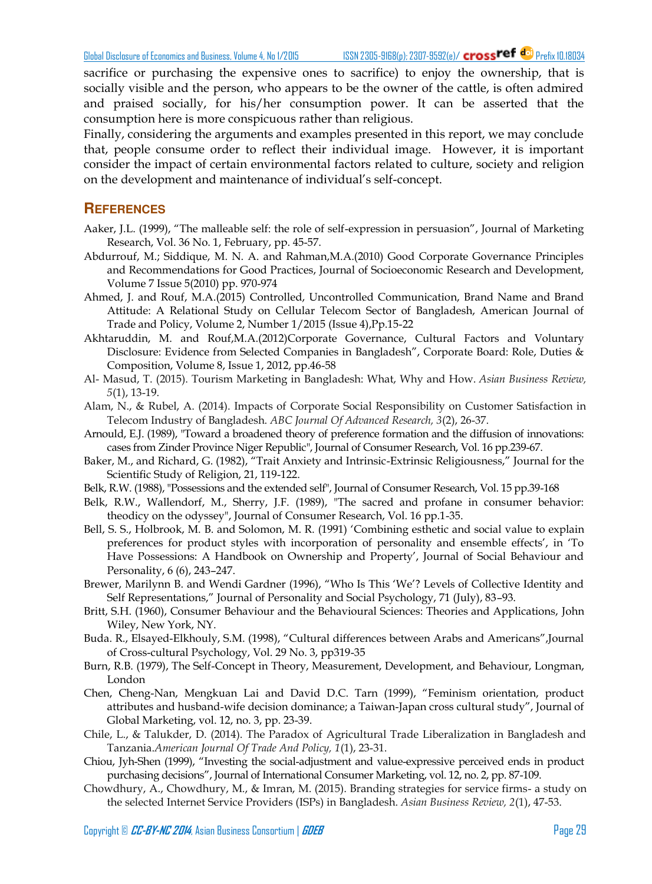sacrifice or purchasing the expensive ones to sacrifice) to enjoy the ownership, that is socially visible and the person, who appears to be the owner of the cattle, is often admired and praised socially, for his/her consumption power. It can be asserted that the consumption here is more conspicuous rather than religious.

Finally, considering the arguments and examples presented in this report, we may conclude that, people consume order to reflect their individual image. However, it is important consider the impact of certain environmental factors related to culture, society and religion on the development and maintenance of individual's self-concept.

## REFERENCES

Aaker, J.L. (1999), "The malleable self: the role of self-expression in persuasion", Journal of Marketing Research, Vol. 36 No. 1, February, pp. 45-57.

Abdurrouf, M.; Siddique, M. N. A. and Rahman,M.A.(2010) Good Corporate Governance Principles and Recommendations for Good Practices, Journal of Socioeconomic Research and Development, Volume 7 Issue 5(2010) pp. 970-974

Ahmed, J. and Rouf, M.A.(2015) Controlled, Uncontrolled Communication, Brand Name and Brand Attitude: A Relational Study on Cellular Telecom Sector of Bangladesh, American Journal of Trade and Policy, Volume 2, Number 1/2015 (Issue 4),Pp.15-22

Akhtaruddin, M. and Rouf,M.A.(2012)Corporate Governance, Cultural Factors and Voluntary Disclosure: Evidence from Selected Companies in Bangladesh", Corporate Board: Role, Duties & Composition, Volume 8, Issue 1, 2012, pp.46-58

Al- Masud, T. (2015). Tourism Marketing in Bangladesh: What, Why and How. *Asian Business Review, 5*(1), 13-19.

Alam, N., & Rubel, A. (2014). Impacts of Corporate Social Responsibility on Customer Satisfaction in Telecom Industry of Bangladesh. *ABC Journal Of Advanced Research, 3*(2), 26-37.

Arnould, E.J. (1989), "Toward a broadened theory of preference formation and the diffusion of innovations: cases from Zinder Province Niger Republic", Journal of Consumer Research, Vol. 16 pp.239-67.

Baker, M., and Richard, G. (1982), "Trait Anxiety and Intrinsic-Extrinsic Religiousness," Journal for the Scientific Study of Religion, 21, 119-122.

Belk, R.W. (1988), "Possessions and the extended self", Journal of Consumer Research, Vol. 15 pp.39-168

Belk, R.W., Wallendorf, M., Sherry, J.F. (1989), "The sacred and profane in consumer behavior: theodicy on the odyssey", Journal of Consumer Research, Vol. 16 pp.1-35.

Bell, S. S., Holbrook, M. B. and Solomon, M. R. (1991) 'Combining esthetic and social value to explain preferences for product styles with incorporation of personality and ensemble effects', in 'To Have Possessions: A Handbook on Ownership and Property', Journal of Social Behaviour and Personality, 6 (6), 243–247.

Brewer, Marilynn B. and Wendi Gardner (1996), "Who Is This 'We'? Levels of Collective Identity and Self Representations," Journal of Personality and Social Psychology, 71 (July), 83–93.

Britt, S.H. (1960), Consumer Behaviour and the Behavioural Sciences: Theories and Applications, John Wiley, New York, NY.

Buda. R., Elsayed-Elkhouly, S.M. (1998), "Cultural differences between Arabs and Americans",Journal of Cross-cultural Psychology, Vol. 29 No. 3, pp319-35

Burn, R.B. (1979), The Self-Concept in Theory, Measurement, Development, and Behaviour, Longman, London

Chen, Cheng-Nan, Mengkuan Lai and David D.C. Tarn (1999), "Feminism orientation, product attributes and husband-wife decision dominance; a Taiwan-Japan cross cultural study", Journal of Global Marketing, vol. 12, no. 3, pp. 23-39.

Chile, L., & Talukder, D. (2014). The Paradox of Agricultural Trade Liberalization in Bangladesh and Tanzania.*American Journal Of Trade And Policy, 1*(1), 23-31.

Chiou, Jyh-Shen (1999), "Investing the social-adjustment and value-expressive perceived ends in product purchasing decisions", Journal of International Consumer Marketing, vol. 12, no. 2, pp. 87-109.

Chowdhury, A., Chowdhury, M., & Imran, M. (2015). Branding strategies for service firms- a study on the selected Internet Service Providers (ISPs) in Bangladesh. *Asian Business Review, 2*(1), 47-53.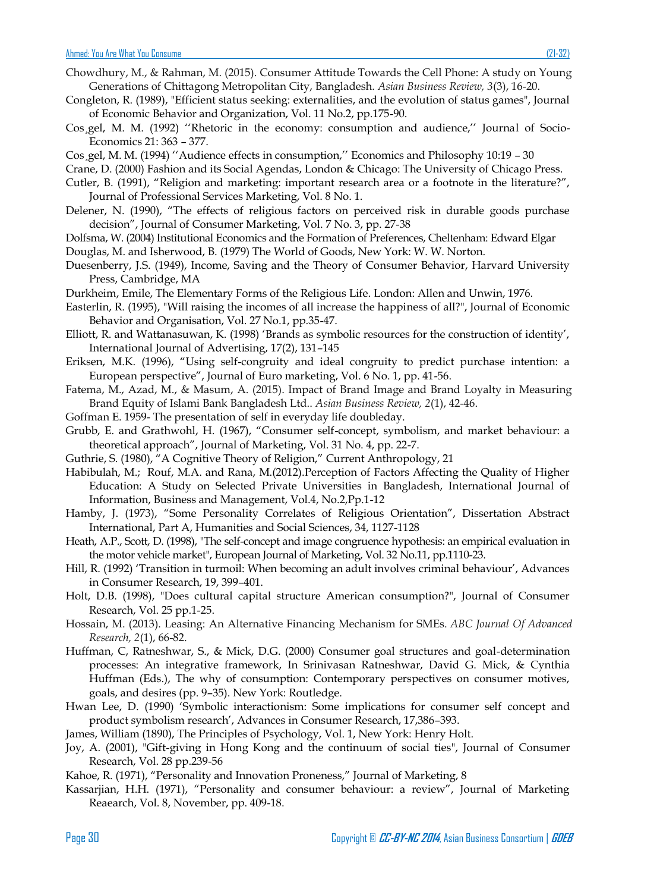Chowdhury, M., & Rahman, M. (2015). Consumer Attitude Towards the Cell Phone: A study on Young Generations of Chittagong Metropolitan City, Bangladesh. *Asian Business Review, 3*(3), 16-20.

Congleton, R. (1989), "Efficient status seeking: externalities, and the evolution of status games", Journal of Economic Behavior and Organization, Vol. 11 No.2, pp.175-90.

Cos¸gel, M. M. (1992) ''Rhetoric in the economy: consumption and audience,'' Journal of Socio-Economics 21: 363 – 377.

Cos¸gel, M. M. (1994) ''Audience effects in consumption,'' Economics and Philosophy 10:19 – 30

Crane, D. (2000) Fashion and its Social Agendas, London & Chicago: The University of Chicago Press.

Cutler, B. (1991), "Religion and marketing: important research area or a footnote in the literature?", Journal of Professional Services Marketing, Vol. 8 No. 1.

Delener, N. (1990), "The effects of religious factors on perceived risk in durable goods purchase decision", Journal of Consumer Marketing, Vol. 7 No. 3, pp. 27-38

Dolfsma, W. (2004) Institutional Economics and the Formation of Preferences, Cheltenham: Edward Elgar

Douglas, M. and Isherwood, B. (1979) The World of Goods, New York: W. W. Norton.

Duesenberry, J.S. (1949), Income, Saving and the Theory of Consumer Behavior, Harvard University Press, Cambridge, MA

Durkheim, Emile, The Elementary Forms of the Religious Life. London: Allen and Unwin, 1976.

Easterlin, R. (1995), "Will raising the incomes of all increase the happiness of all?", Journal of Economic Behavior and Organisation, Vol. 27 No.1, pp.35-47.

Elliott, R. and Wattanasuwan, K. (1998) 'Brands as symbolic resources for the construction of identity', International Journal of Advertising, 17(2), 131–145

Eriksen, M.K. (1996), "Using self-congruity and ideal congruity to predict purchase intention: a European perspective", Journal of Euro marketing, Vol. 6 No. 1, pp. 41-56.

Fatema, M., Azad, M., & Masum, A. (2015). Impact of Brand Image and Brand Loyalty in Measuring Brand Equity of Islami Bank Bangladesh Ltd.. *Asian Business Review, 2*(1), 42-46.

Goffman E. 1959- The presentation of self in everyday life doubleday.

Grubb, E. and Grathwohl, H. (1967), "Consumer self-concept, symbolism, and market behaviour: a theoretical approach", Journal of Marketing, Vol. 31 No. 4, pp. 22-7.

Guthrie, S. (1980), "A Cognitive Theory of Religion," Current Anthropology, 21

Habibulah, M.; Rouf, M.A. and Rana, M.(2012).Perception of Factors Affecting the Quality of Higher Education: A Study on Selected Private Universities in Bangladesh, International Journal of Information, Business and Management, Vol.4, No.2,Pp.1-12

Hamby, J. (1973), "Some Personality Correlates of Religious Orientation", Dissertation Abstract International, Part A, Humanities and Social Sciences, 34, 1127-1128

Heath, A.P., Scott, D. (1998), "The self-concept and image congruence hypothesis: an empirical evaluation in the motor vehicle market", European Journal of Marketing, Vol. 32 No.11, pp.1110-23.

Hill, R. (1992) 'Transition in turmoil: When becoming an adult involves criminal behaviour', Advances in Consumer Research, 19, 399–401.

Holt, D.B. (1998), "Does cultural capital structure American consumption?", Journal of Consumer Research, Vol. 25 pp.1-25.

Hossain, M. (2013). Leasing: An Alternative Financing Mechanism for SMEs. *ABC Journal Of Advanced Research, 2*(1), 66-82.

Huffman, C, Ratneshwar, S., & Mick, D.G. (2000) Consumer goal structures and goal-determination processes: An integrative framework, In Srinivasan Ratneshwar, David G. Mick, & Cynthia Huffman (Eds.), The why of consumption: Contemporary perspectives on consumer motives, goals, and desires (pp. 9–35). New York: Routledge.

Hwan Lee, D. (1990) 'Symbolic interactionism: Some implications for consumer self concept and product symbolism research', Advances in Consumer Research, 17,386–393.

James, William (1890), The Principles of Psychology, Vol. 1, New York: Henry Holt.

Joy, A. (2001), "Gift-giving in Hong Kong and the continuum of social ties", Journal of Consumer Research, Vol. 28 pp.239-56

Kahoe, R. (1971), "Personality and Innovation Proneness," Journal of Marketing, 8

Kassarjian, H.H. (1971), "Personality and consumer behaviour: a review", Journal of Marketing Reaearch, Vol. 8, November, pp. 409-18.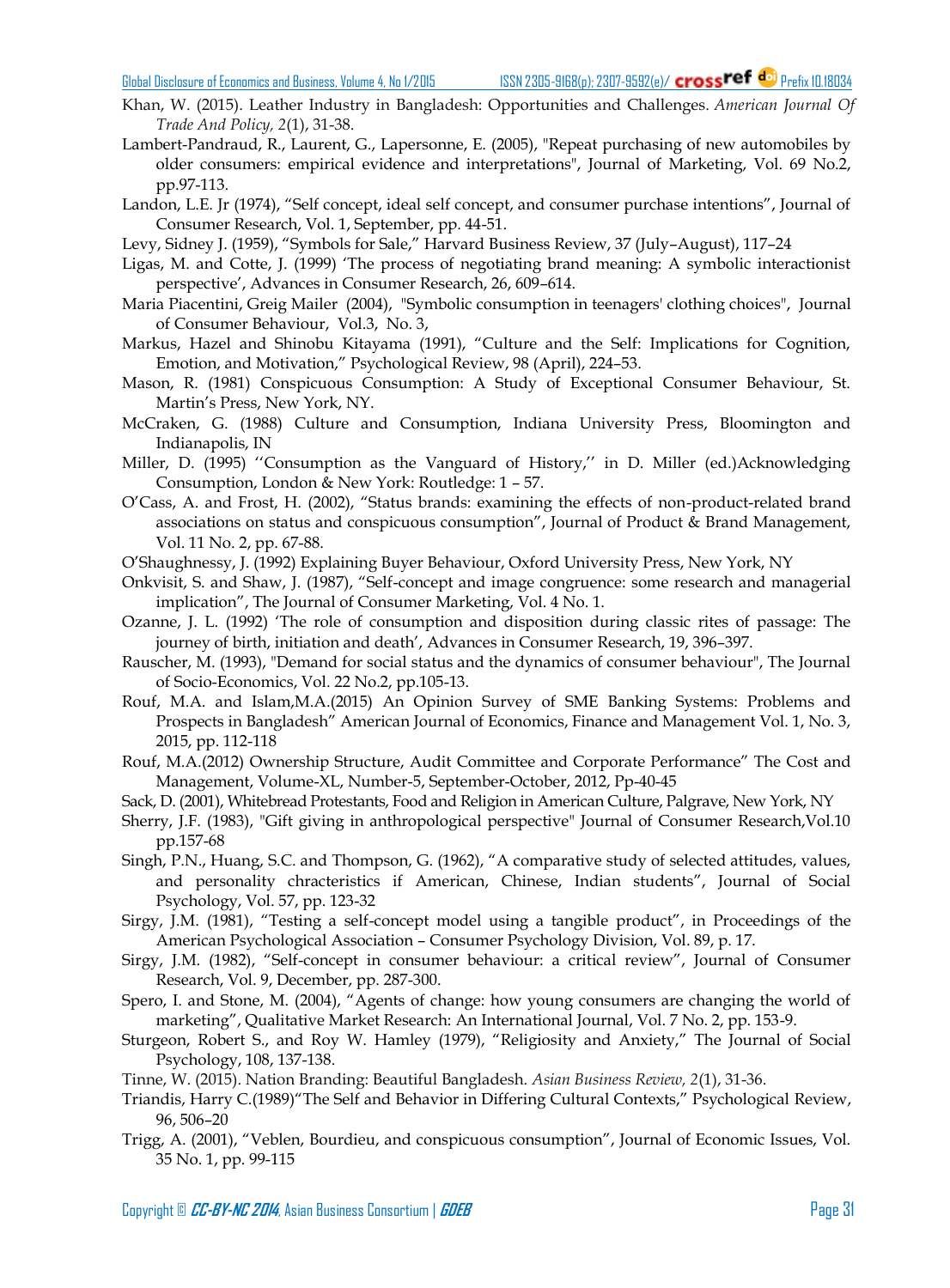Khan, W. (2015). Leather Industry in Bangladesh: Opportunities and Challenges. *American Journal Of Trade And Policy, 2*(1), 31-38.

Lambert-Pandraud, R., Laurent, G., Lapersonne, E. (2005), "Repeat purchasing of new automobiles by older consumers: empirical evidence and interpretations", Journal of Marketing, Vol. 69 No.2, pp.97-113.

Landon, L.E. Jr (1974), "Self concept, ideal self concept, and consumer purchase intentions", Journal of Consumer Research, Vol. 1, September, pp. 44-51.

Levy, Sidney J. (1959), "Symbols for Sale," Harvard Business Review, 37 (July–August), 117–24

Ligas, M. and Cotte, J. (1999) 'The process of negotiating brand meaning: A symbolic interactionist perspective', Advances in Consumer Research, 26, 609–614.

Maria Piacentini, Greig Mailer (2004), "Symbolic consumption in teenagers' clothing choices", Journal of Consumer Behaviour, Vol.3, No. 3,

Markus, Hazel and Shinobu Kitayama (1991), "Culture and the Self: Implications for Cognition, Emotion, and Motivation," Psychological Review, 98 (April), 224–53.

Mason, R. (1981) Conspicuous Consumption: A Study of Exceptional Consumer Behaviour, St. Martin's Press, New York, NY.

McCraken, G. (1988) Culture and Consumption, Indiana University Press, Bloomington and Indianapolis, IN

Miller, D. (1995) ''Consumption as the Vanguard of History,'' in D. Miller (ed.)Acknowledging Consumption, London & New York: Routledge: 1 – 57.

O'Cass, A. and Frost, H. (2002), "Status brands: examining the effects of non-product-related brand associations on status and conspicuous consumption", Journal of Product & Brand Management, Vol. 11 No. 2, pp. 67-88.

O'Shaughnessy, J. (1992) Explaining Buyer Behaviour, Oxford University Press, New York, NY

Onkvisit, S. and Shaw, J. (1987), "Self-concept and image congruence: some research and managerial implication", The Journal of Consumer Marketing, Vol. 4 No. 1.

Ozanne, J. L. (1992) 'The role of consumption and disposition during classic rites of passage: The journey of birth, initiation and death', Advances in Consumer Research, 19, 396–397.

Rauscher, M. (1993), "Demand for social status and the dynamics of consumer behaviour", The Journal of Socio-Economics, Vol. 22 No.2, pp.105-13.

Rouf, M.A. and Islam,M.A.(2015) An Opinion Survey of SME Banking Systems: Problems and Prospects in Bangladesh" American Journal of Economics, Finance and Management Vol. 1, No. 3, 2015, pp. 112-118

Rouf, M.A.(2012) Ownership Structure, Audit Committee and Corporate Performance" The Cost and Management, Volume-XL, Number-5, September-October, 2012, Pp-40-45

Sack, D. (2001), Whitebread Protestants, Food and Religion in American Culture, Palgrave, New York, NY

Sherry, J.F. (1983), "Gift giving in anthropological perspective" Journal of Consumer Research,Vol.10 pp.157-68

Singh, P.N., Huang, S.C. and Thompson, G. (1962), "A comparative study of selected attitudes, values, and personality chracteristics if American, Chinese, Indian students", Journal of Social Psychology, Vol. 57, pp. 123-32

Sirgy, J.M. (1981), "Testing a self-concept model using a tangible product", in Proceedings of the American Psychological Association – Consumer Psychology Division, Vol. 89, p. 17.

Sirgy, J.M. (1982), "Self-concept in consumer behaviour: a critical review", Journal of Consumer Research, Vol. 9, December, pp. 287-300.

Spero, I. and Stone, M. (2004), "Agents of change: how young consumers are changing the world of marketing", Qualitative Market Research: An International Journal, Vol. 7 No. 2, pp. 153-9.

Sturgeon, Robert S., and Roy W. Hamley (1979), "Religiosity and Anxiety," The Journal of Social Psychology, 108, 137-138.

Tinne, W. (2015). Nation Branding: Beautiful Bangladesh. *Asian Business Review, 2*(1), 31-36.

Triandis, Harry C.(1989)"The Self and Behavior in Differing Cultural Contexts," Psychological Review, 96, 506–20

Trigg, A. (2001), "Veblen, Bourdieu, and conspicuous consumption", Journal of Economic Issues, Vol. 35 No. 1, pp. 99-115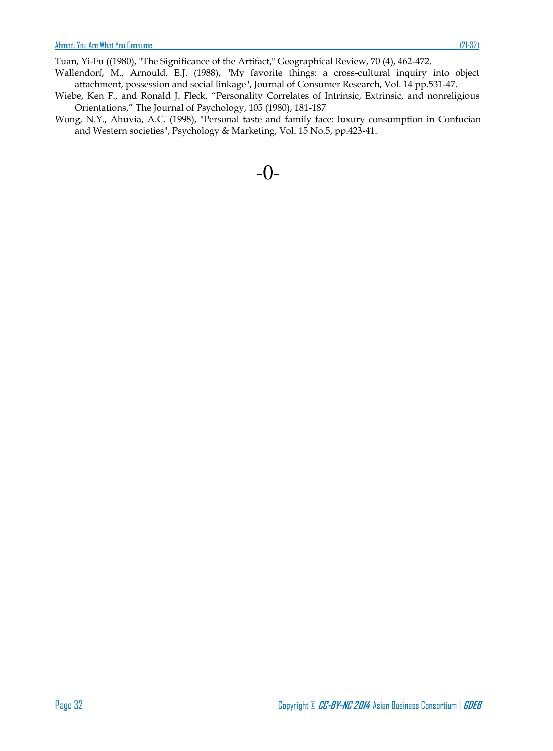Tuan, Yi-Fu ((1980), "The Significance of the Artifact," Geographical Review, 70 (4), 462-472.

Wallendorf, M., Arnould, E.J. (1988), "My favorite things: a cross-cultural inquiry into object attachment, possession and social linkage", Journal of Consumer Research, Vol. 14 pp.531-47.

Wiebe, Ken F., and Ronald J. Fleck, "Personality Correlates of Intrinsic, Extrinsic, and nonreligious Orientations," The Journal of Psychology, 105 (1980), 181-187

Wong, N.Y., Ahuvia, A.C. (1998), "Personal taste and family face: luxury consumption in Confucian and Western societies", Psychology & Marketing, Vol. 15 No.5, pp.423-41.

-0-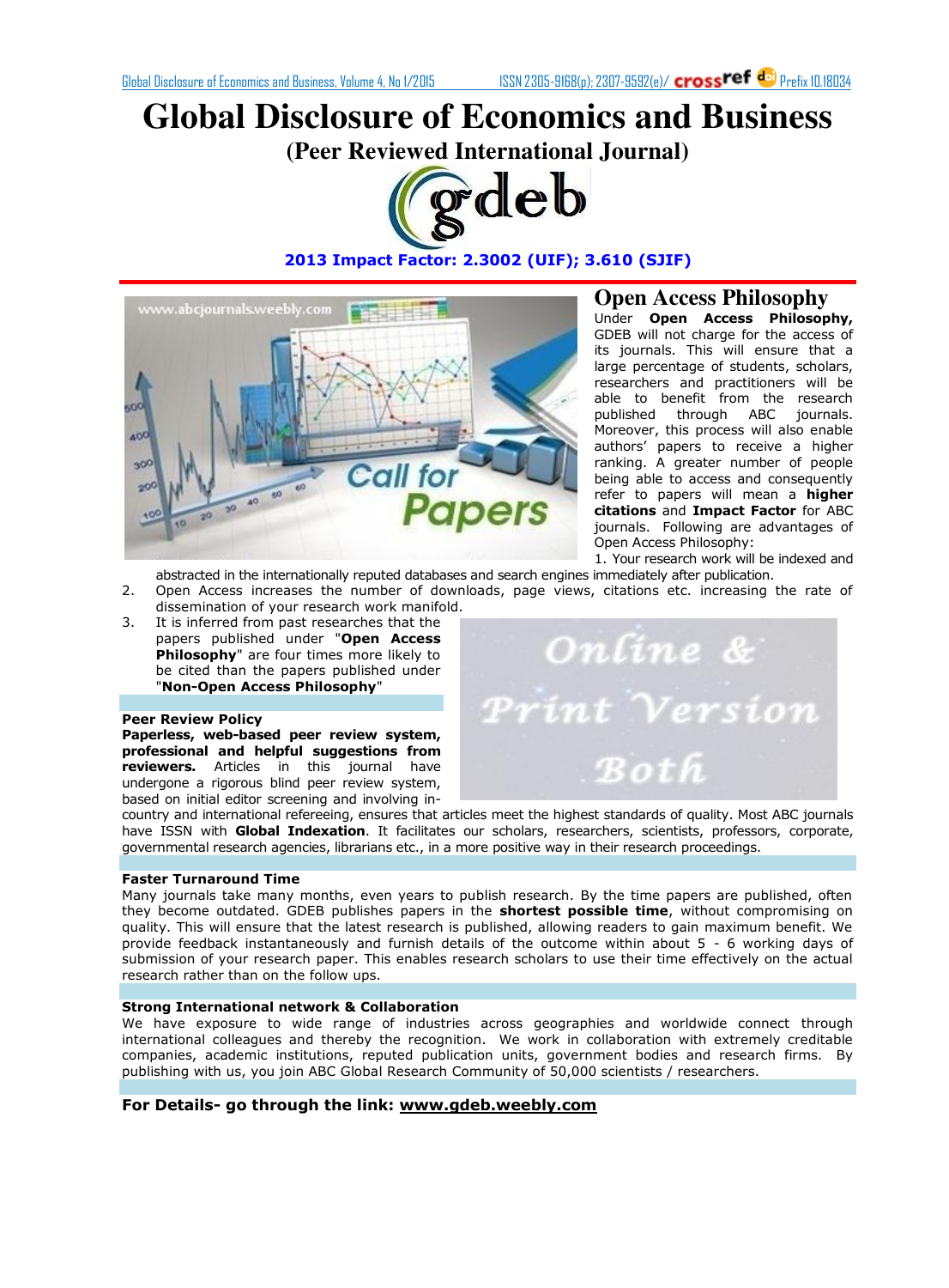# Global Disclosure of Economics and Business

**(Peer Reviewed International Journal)**

gdeb

**2013 Impact Factor: 2.3002 (UIF); 3.610 (SJIF)**

## Open Access Philosophy

Under **Open Access Philosophy,** GDEB will not charge for the access of its journals. This will ensure that a large percentage of students, scholars, researchers and practitioners will be able to benefit from the research published through ABC journals. Moreover, this process will also enable authors' papers to receive a higher ranking. A greater number of people being able to access and consequently refer to papers will mean a **higher citations** and **Impact Factor** for ABC journals. Following are advantages of Open Access Philosophy:

1. Your research work will be indexed and abstracted in the internationally reputed databases and search engines immediately after publication.
2. Open Access increases the number of downloads, page views, citations etc. increasing the rate of dissemination of your research work manifold.
3. It is inferred from past researches that the papers published under "**Open Access Philosophy**" are four times more likely to be cited than the papers published under "**Non-Open Access Philosophy**"

Online & Print Version Both

**Peer Review Policy**

**Paperless, web-based peer review system, professional and helpful suggestions from reviewers.** Articles in this journal have undergone a rigorous blind peer review system, based on initial editor screening and involving in-country and international refereeing, ensures that articles meet the highest standards of quality. Most ABC journals have ISSN with **Global Indexation**. It facilitates our scholars, researchers, scientists, professors, corporate, governmental research agencies, librarians etc., in a more positive way in their research proceedings.

**Faster Turnaround Time**

Many journals take many months, even years to publish research. By the time papers are published, often they become outdated. GDEB publishes papers in the **shortest possible time**, without compromising on quality. This will ensure that the latest research is published, allowing readers to gain maximum benefit. We provide feedback instantaneously and furnish details of the outcome within about 5 - 6 working days of submission of your research paper. This enables research scholars to use their time effectively on the actual research rather than on the follow ups.

**Strong International network & Collaboration**

We have exposure to wide range of industries across geographies and worldwide connect through international colleagues and thereby the recognition. We work in collaboration with extremely creditable companies, academic institutions, reputed publication units, government bodies and research firms. By publishing with us, you join ABC Global Research Community of 50,000 scientists / researchers.

**For Details- go through the link: www.gdeb.weebly.com**